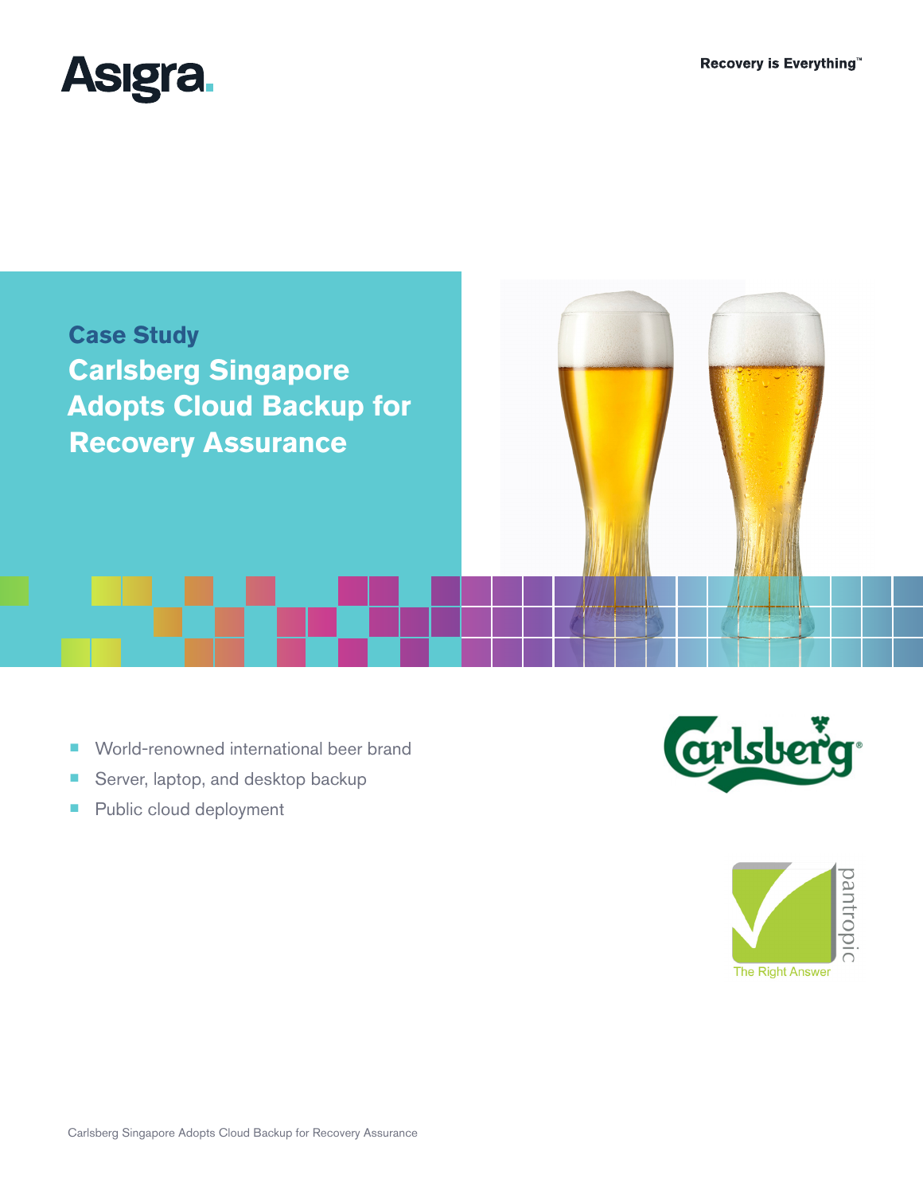Asigra

Recovery is Everything™

## Case Study

# Carlsberg Singapore Adopts Cloud Backup for Recovery Assurance

- World-renowned international beer brand
- Server, laptop, and desktop backup
- Public cloud deployment

Carlsberg

pantropic

The Right Answer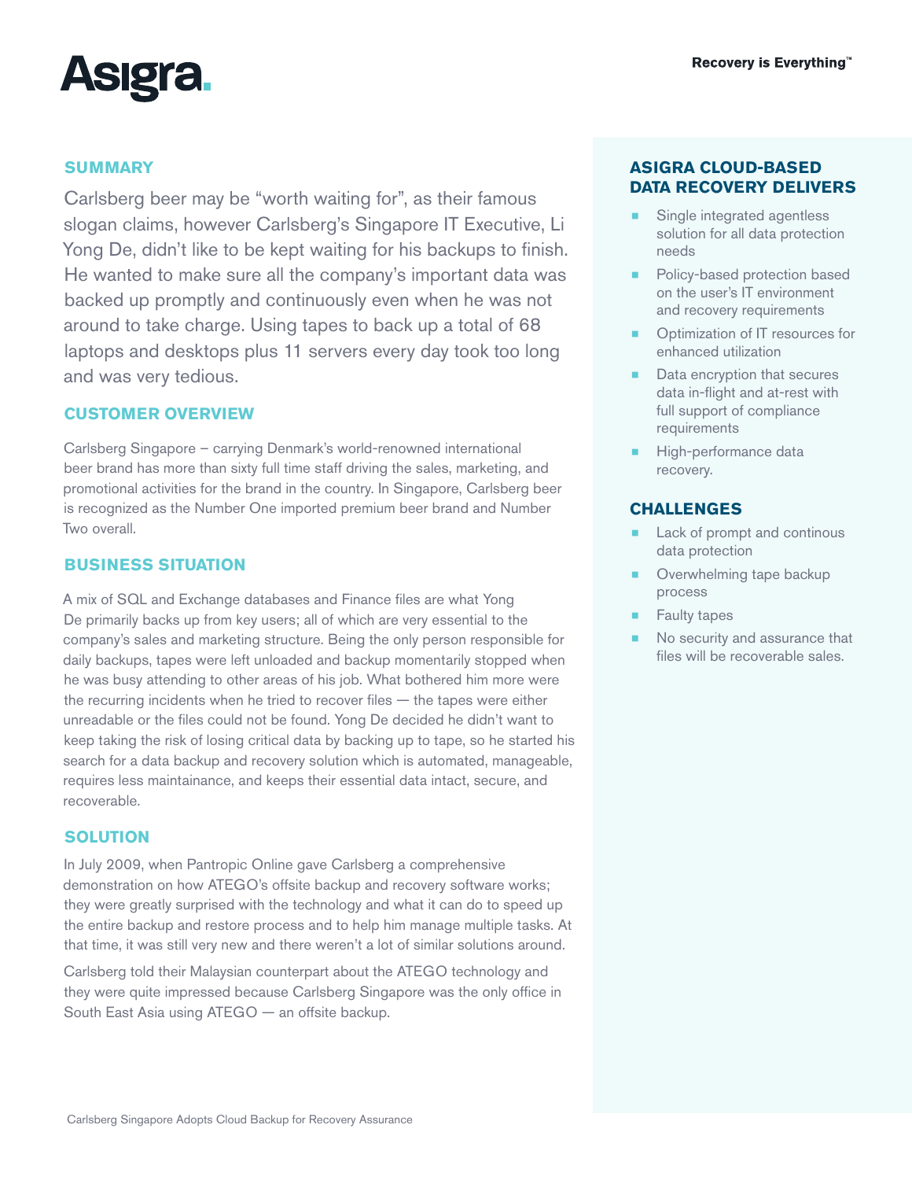Asigra.

Recovery is Everything™

## SUMMARY

Carlsberg beer may be “worth waiting for”, as their famous slogan claims, however Carlsberg’s Singapore IT Executive, Li Yong De, didn’t like to be kept waiting for his backups to finish. He wanted to make sure all the company’s important data was backed up promptly and continuously even when he was not around to take charge. Using tapes to back up a total of 68 laptops and desktops plus 11 servers every day took too long and was very tedious.

## CUSTOMER OVERVIEW

Carlsberg Singapore – carrying Denmark’s world-renowned international beer brand has more than sixty full time staff driving the sales, marketing, and promotional activities for the brand in the country. In Singapore, Carlsberg beer is recognized as the Number One imported premium beer brand and Number Two overall.

## BUSINESS SITUATION

A mix of SQL and Exchange databases and Finance files are what Yong De primarily backs up from key users; all of which are very essential to the company’s sales and marketing structure. Being the only person responsible for daily backups, tapes were left unloaded and backup momentarily stopped when he was busy attending to other areas of his job. What bothered him more were the recurring incidents when he tried to recover files — the tapes were either unreadable or the files could not be found. Yong De decided he didn’t want to keep taking the risk of losing critical data by backing up to tape, so he started his search for a data backup and recovery solution which is automated, manageable, requires less maintainance, and keeps their essential data intact, secure, and recoverable.

## SOLUTION

In July 2009, when Pantropic Online gave Carlsberg a comprehensive demonstration on how ATEGO’s offsite backup and recovery software works; they were greatly surprised with the technology and what it can do to speed up the entire backup and restore process and to help him manage multiple tasks. At that time, it was still very new and there weren’t a lot of similar solutions around.

Carlsberg told their Malaysian counterpart about the ATEGO technology and they were quite impressed because Carlsberg Singapore was the only office in South East Asia using ATEGO — an offsite backup.

## ASIGRA CLOUD-BASED DATA RECOVERY DELIVERS

- Single integrated agentless solution for all data protection needs
- Policy-based protection based on the user’s IT environment and recovery requirements
- Optimization of IT resources for enhanced utilization
- Data encryption that secures data in-flight and at-rest with full support of compliance requirements
- High-performance data recovery.

## CHALLENGES

- Lack of prompt and continous data protection
- Overwhelming tape backup process
- Faulty tapes
- No security and assurance that files will be recoverable sales.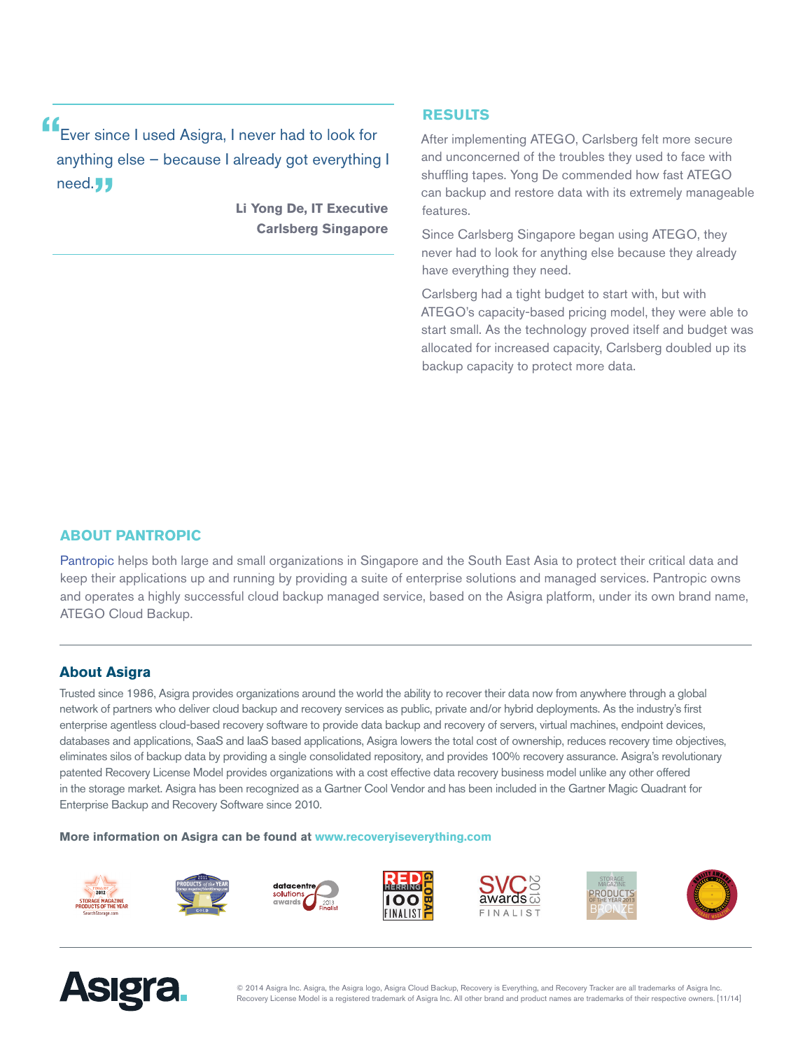> "Ever since I used Asigra, I never had to look for anything else – because I already got everything I need."
>
> **Li Yong De, IT Executive**
> **Carlsberg Singapore**

## RESULTS

After implementing ATEGO, Carlsberg felt more secure and unconcerned of the troubles they used to face with shuffling tapes. Yong De commended how fast ATEGO can backup and restore data with its extremely manageable features.

Since Carlsberg Singapore began using ATEGO, they never had to look for anything else because they already have everything they need.

Carlsberg had a tight budget to start with, but with ATEGO's capacity-based pricing model, they were able to start small. As the technology proved itself and budget was allocated for increased capacity, Carlsberg doubled up its backup capacity to protect more data.

## ABOUT PANTROPIC

Pantropic helps both large and small organizations in Singapore and the South East Asia to protect their critical data and keep their applications up and running by providing a suite of enterprise solutions and managed services. Pantropic owns and operates a highly successful cloud backup managed service, based on the Asigra platform, under its own brand name, ATEGO Cloud Backup.

## About Asigra

Trusted since 1986, Asigra provides organizations around the world the ability to recover their data now from anywhere through a global network of partners who deliver cloud backup and recovery services as public, private and/or hybrid deployments. As the industry's first enterprise agentless cloud-based recovery software to provide data backup and recovery of servers, virtual machines, endpoint devices, databases and applications, SaaS and IaaS based applications, Asigra lowers the total cost of ownership, reduces recovery time objectives, eliminates silos of backup data by providing a single consolidated repository, and provides 100% recovery assurance. Asigra's revolutionary patented Recovery License Model provides organizations with a cost effective data recovery business model unlike any other offered in the storage market. Asigra has been recognized as a Gartner Cool Vendor and has been included in the Gartner Magic Quadrant for Enterprise Backup and Recovery Software since 2010.

**More information on Asigra can be found at www.recoveryiseverything.com**

Finalist 2012 Storage Magazine Products of the Year SearchStorage.com

2011 Products of the Year Gold

datacentre solutions awards 2013 Finalist

Red Herring Global 100 Finalist

SVC awards 2013 Finalist

Storage Magazine Products of the Year 2013 Bronze

Quality Awards Storage Magazine

Asigra.

© 2014 Asigra Inc. Asigra, the Asigra logo, Asigra Cloud Backup, Recovery is Everything, and Recovery Tracker are all trademarks of Asigra Inc. Recovery License Model is a registered trademark of Asigra Inc. All other brand and product names are trademarks of their respective owners. [11/14]